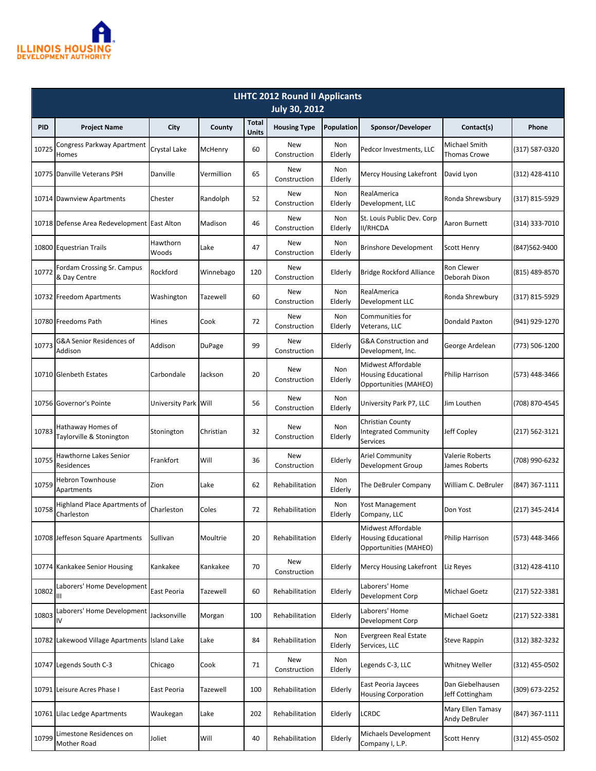ILLINOIS HOUSING DEVELOPMENT AUTHORITY

| LIHTC 2012 Round II Applicants July 30, 2012 | | | | | | | | | |
|---|---|---|---|---|---|---|---|---|---|
| PID | Project Name | City | County | Total Units | Housing Type | Population | Sponsor/Developer | Contact(s) | Phone |
| 10725 | Congress Parkway Apartment Homes | Crystal Lake | McHenry | 60 | New Construction | Non Elderly | Pedcor Investments, LLC | Michael Smith Thomas Crowe | (317) 587-0320 |
| 10775 | Danville Veterans PSH | Danville | Vermillion | 65 | New Construction | Non Elderly | Mercy Housing Lakefront | David Lyon | (312) 428-4110 |
| 10714 | Dawnview Apartments | Chester | Randolph | 52 | New Construction | Non Elderly | RealAmerica Development, LLC | Ronda Shrewsbury | (317) 815-5929 |
| 10718 | Defense Area Redevelopment | East Alton | Madison | 46 | New Construction | Non Elderly | St. Louis Public Dev. Corp II/RHCDA | Aaron Burnett | (314) 333-7010 |
| 10800 | Equestrian Trails | Hawthorn Woods | Lake | 47 | New Construction | Non Elderly | Brinshore Development | Scott Henry | (847)562-9400 |
| 10772 | Fordam Crossing Sr. Campus & Day Centre | Rockford | Winnebago | 120 | New Construction | Elderly | Bridge Rockford Alliance | Ron Clewer Deborah Dixon | (815) 489-8570 |
| 10732 | Freedom Apartments | Washington | Tazewell | 60 | New Construction | Non Elderly | RealAmerica Development LLC | Ronda Shrewbury | (317) 815-5929 |
| 10780 | Freedoms Path | Hines | Cook | 72 | New Construction | Non Elderly | Communities for Veterans, LLC | Dondald Paxton | (941) 929-1270 |
| 10773 | G&A Senior Residences of Addison | Addison | DuPage | 99 | New Construction | Elderly | G&A Construction and Development, Inc. | George Ardelean | (773) 506-1200 |
| 10710 | Glenbeth Estates | Carbondale | Jackson | 20 | New Construction | Non Elderly | Midwest Affordable Housing Educational Opportunities (MAHEO) | Philip Harrison | (573) 448-3466 |
| 10756 | Governor's Pointe | University Park | Will | 56 | New Construction | Non Elderly | University Park P7, LLC | Jim Louthen | (708) 870-4545 |
| 10783 | Hathaway Homes of Taylorville & Stonington | Stonington | Christian | 32 | New Construction | Non Elderly | Christian County Integrated Community Services | Jeff Copley | (217) 562-3121 |
| 10755 | Hawthorne Lakes Senior Residences | Frankfort | Will | 36 | New Construction | Elderly | Ariel Community Development Group | Valerie Roberts James Roberts | (708) 990-6232 |
| 10759 | Hebron Townhouse Apartments | Zion | Lake | 62 | Rehabilitation | Non Elderly | The DeBruler Company | William C. DeBruler | (847) 367-1111 |
| 10758 | Highland Place Apartments of Charleston | Charleston | Coles | 72 | Rehabilitation | Non Elderly | Yost Management Company, LLC | Don Yost | (217) 345-2414 |
| 10708 | Jeffeson Square Apartments | Sullivan | Moultrie | 20 | Rehabilitation | Elderly | Midwest Affordable Housing Educational Opportunities (MAHEO) | Philip Harrison | (573) 448-3466 |
| 10774 | Kankakee Senior Housing | Kankakee | Kankakee | 70 | New Construction | Elderly | Mercy Housing Lakefront | Liz Reyes | (312) 428-4110 |
| 10802 | Laborers' Home Development III | East Peoria | Tazewell | 60 | Rehabilitation | Elderly | Laborers' Home Development Corp | Michael Goetz | (217) 522-3381 |
| 10803 | Laborers' Home Development IV | Jacksonville | Morgan | 100 | Rehabilitation | Elderly | Laborers' Home Development Corp | Michael Goetz | (217) 522-3381 |
| 10782 | Lakewood Village Apartments | Island Lake | Lake | 84 | Rehabilitation | Non Elderly | Evergreen Real Estate Services, LLC | Steve Rappin | (312) 382-3232 |
| 10747 | Legends South C-3 | Chicago | Cook | 71 | New Construction | Non Elderly | Legends C-3, LLC | Whitney Weller | (312) 455-0502 |
| 10791 | Leisure Acres Phase I | East Peoria | Tazewell | 100 | Rehabilitation | Elderly | East Peoria Jaycees Housing Corporation | Dan Giebelhausen Jeff Cottingham | (309) 673-2252 |
| 10761 | Lilac Ledge Apartments | Waukegan | Lake | 202 | Rehabilitation | Elderly | LCRDC | Mary Ellen Tamasy Andy DeBruler | (847) 367-1111 |
| 10799 | Limestone Residences on Mother Road | Joliet | Will | 40 | Rehabilitation | Elderly | Michaels Development Company I, L.P. | Scott Henry | (312) 455-0502 |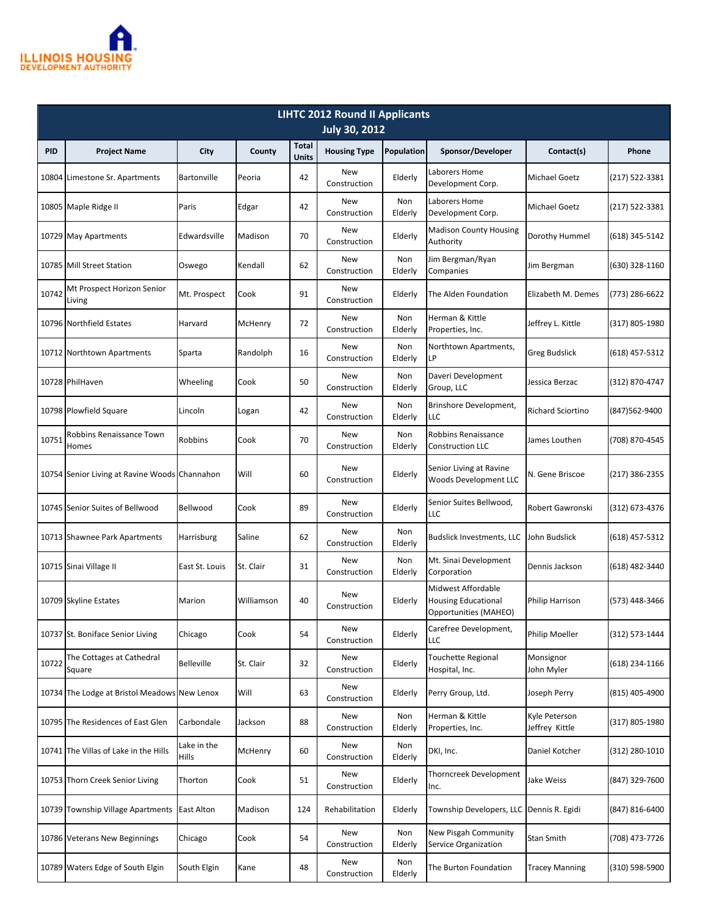ILLINOIS HOUSING DEVELOPMENT AUTHORITY

| LIHTC 2012 Round II Applicants<br>July 30, 2012 | | | | | | | | | |
|---|---|---|---|---|---|---|---|---|---|
| **PID** | **Project Name** | **City** | **County** | **Total Units** | **Housing Type** | **Population** | **Sponsor/Developer** | **Contact(s)** | **Phone** |
| 10804 | Limestone Sr. Apartments | Bartonville | Peoria | 42 | New Construction | Elderly | Laborers Home Development Corp. | Michael Goetz | (217) 522-3381 |
| 10805 | Maple Ridge II | Paris | Edgar | 42 | New Construction | Non Elderly | Laborers Home Development Corp. | Michael Goetz | (217) 522-3381 |
| 10729 | May Apartments | Edwardsville | Madison | 70 | New Construction | Elderly | Madison County Housing Authority | Dorothy Hummel | (618) 345-5142 |
| 10785 | Mill Street Station | Oswego | Kendall | 62 | New Construction | Non Elderly | Jim Bergman/Ryan Companies | Jim Bergman | (630) 328-1160 |
| 10742 | Mt Prospect Horizon Senior Living | Mt. Prospect | Cook | 91 | New Construction | Elderly | The Alden Foundation | Elizabeth M. Demes | (773) 286-6622 |
| 10796 | Northfield Estates | Harvard | McHenry | 72 | New Construction | Non Elderly | Herman & Kittle Properties, Inc. | Jeffrey L. Kittle | (317) 805-1980 |
| 10712 | Northtown Apartments | Sparta | Randolph | 16 | New Construction | Non Elderly | Northtown Apartments, LP | Greg Budslick | (618) 457-5312 |
| 10728 | PhilHaven | Wheeling | Cook | 50 | New Construction | Non Elderly | Daveri Development Group, LLC | Jessica Berzac | (312) 870-4747 |
| 10798 | Plowfield Square | Lincoln | Logan | 42 | New Construction | Non Elderly | Brinshore Development, LLC | Richard Sciortino | (847)562-9400 |
| 10751 | Robbins Renaissance Town Homes | Robbins | Cook | 70 | New Construction | Non Elderly | Robbins Renaissance Construction LLC | James Louthen | (708) 870-4545 |
| 10754 | Senior Living at Ravine Woods | Channahon | Will | 60 | New Construction | Elderly | Senior Living at Ravine Woods Development LLC | N. Gene Briscoe | (217) 386-2355 |
| 10745 | Senior Suites of Bellwood | Bellwood | Cook | 89 | New Construction | Elderly | Senior Suites Bellwood, LLC | Robert Gawronski | (312) 673-4376 |
| 10713 | Shawnee Park Apartments | Harrisburg | Saline | 62 | New Construction | Non Elderly | Budslick Investments, LLC | John Budslick | (618) 457-5312 |
| 10715 | Sinai Village II | East St. Louis | St. Clair | 31 | New Construction | Non Elderly | Mt. Sinai Development Corporation | Dennis Jackson | (618) 482-3440 |
| 10709 | Skyline Estates | Marion | Williamson | 40 | New Construction | Elderly | Midwest Affordable Housing Educational Opportunities (MAHEO) | Philip Harrison | (573) 448-3466 |
| 10737 | St. Boniface Senior Living | Chicago | Cook | 54 | New Construction | Elderly | Carefree Development, LLC | Philip Moeller | (312) 573-1444 |
| 10722 | The Cottages at Cathedral Square | Belleville | St. Clair | 32 | New Construction | Elderly | Touchette Regional Hospital, Inc. | Monsignor John Myler | (618) 234-1166 |
| 10734 | The Lodge at Bristol Meadows | New Lenox | Will | 63 | New Construction | Elderly | Perry Group, Ltd. | Joseph Perry | (815) 405-4900 |
| 10795 | The Residences of East Glen | Carbondale | Jackson | 88 | New Construction | Non Elderly | Herman & Kittle Properties, Inc. | Kyle Peterson Jeffrey Kittle | (317) 805-1980 |
| 10741 | The Villas of Lake in the Hills | Lake in the Hills | McHenry | 60 | New Construction | Non Elderly | DKI, Inc. | Daniel Kotcher | (312) 280-1010 |
| 10753 | Thorn Creek Senior Living | Thorton | Cook | 51 | New Construction | Elderly | Thorncreek Development Inc. | Jake Weiss | (847) 329-7600 |
| 10739 | Township Village Apartments | East Alton | Madison | 124 | Rehabilitation | Elderly | Township Developers, LLC | Dennis R. Egidi | (847) 816-6400 |
| 10786 | Veterans New Beginnings | Chicago | Cook | 54 | New Construction | Non Elderly | New Pisgah Community Service Organization | Stan Smith | (708) 473-7726 |
| 10789 | Waters Edge of South Elgin | South Elgin | Kane | 48 | New Construction | Non Elderly | The Burton Foundation | Tracey Manning | (310) 598-5900 |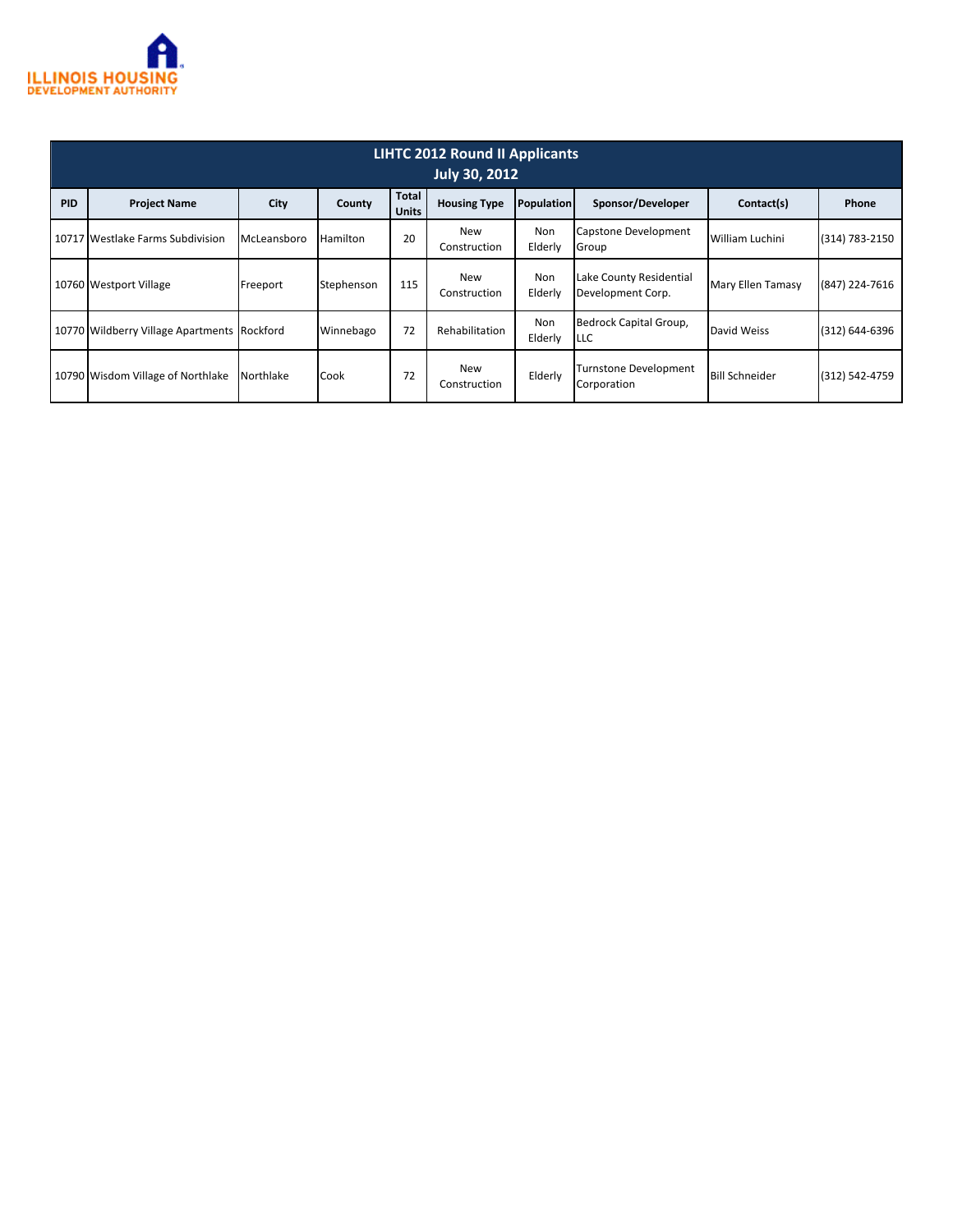ILLINOIS HOUSING
DEVELOPMENT AUTHORITY

| LIHTC 2012 Round II Applicants<br>July 30, 2012 | | | | | | | | | |
|---|---|---|---|---|---|---|---|---|---|
| PID | Project Name | City | County | Total Units | Housing Type | Population | Sponsor/Developer | Contact(s) | Phone |
| 10717 | Westlake Farms Subdivision | McLeansboro | Hamilton | 20 | New Construction | Non Elderly | Capstone Development Group | William Luchini | (314) 783-2150 |
| 10760 | Westport Village | Freeport | Stephenson | 115 | New Construction | Non Elderly | Lake County Residential Development Corp. | Mary Ellen Tamasy | (847) 224-7616 |
| 10770 | Wildberry Village Apartments | Rockford | Winnebago | 72 | Rehabilitation | Non Elderly | Bedrock Capital Group, LLC | David Weiss | (312) 644-6396 |
| 10790 | Wisdom Village of Northlake | Northlake | Cook | 72 | New Construction | Elderly | Turnstone Development Corporation | Bill Schneider | (312) 542-4759 |